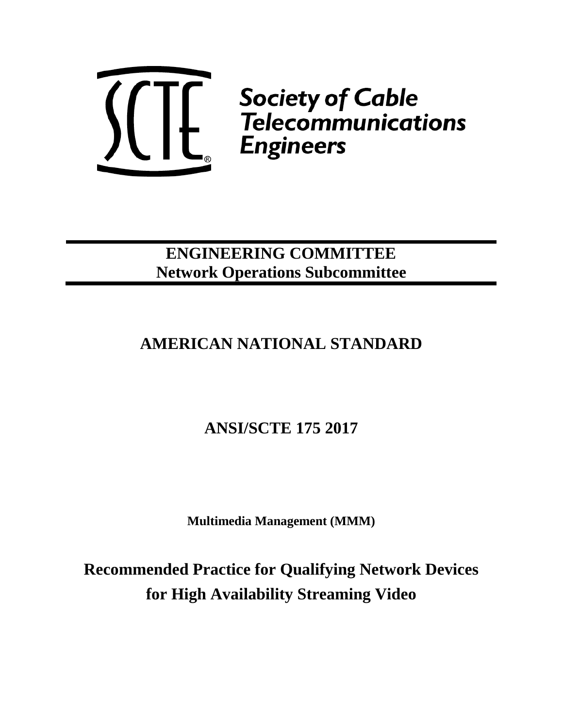**Society of Cable Telecommunications Engineers**

# ENGINEERING COMMITTEE
## Network Operations Subcommittee

# AMERICAN NATIONAL STANDARD

# ANSI/SCTE 175 2017

**Multimedia Management (MMM)**

# Recommended Practice for Qualifying Network Devices for High Availability Streaming Video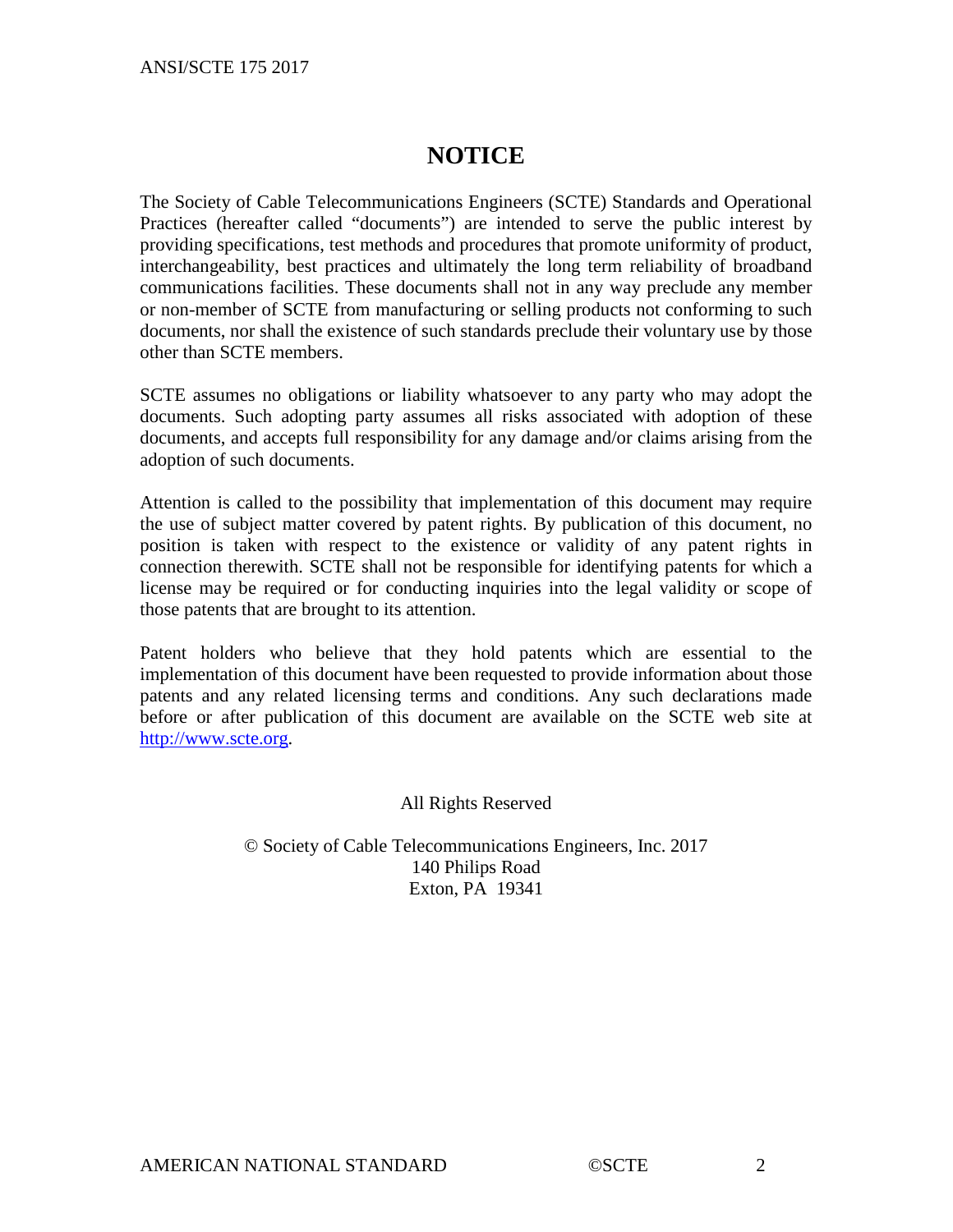# NOTICE

The Society of Cable Telecommunications Engineers (SCTE) Standards and Operational Practices (hereafter called "documents") are intended to serve the public interest by providing specifications, test methods and procedures that promote uniformity of product, interchangeability, best practices and ultimately the long term reliability of broadband communications facilities. These documents shall not in any way preclude any member or non-member of SCTE from manufacturing or selling products not conforming to such documents, nor shall the existence of such standards preclude their voluntary use by those other than SCTE members.

SCTE assumes no obligations or liability whatsoever to any party who may adopt the documents. Such adopting party assumes all risks associated with adoption of these documents, and accepts full responsibility for any damage and/or claims arising from the adoption of such documents.

Attention is called to the possibility that implementation of this document may require the use of subject matter covered by patent rights. By publication of this document, no position is taken with respect to the existence or validity of any patent rights in connection therewith. SCTE shall not be responsible for identifying patents for which a license may be required or for conducting inquiries into the legal validity or scope of those patents that are brought to its attention.

Patent holders who believe that they hold patents which are essential to the implementation of this document have been requested to provide information about those patents and any related licensing terms and conditions. Any such declarations made before or after publication of this document are available on the SCTE web site at http://www.scte.org.

All Rights Reserved

© Society of Cable Telecommunications Engineers, Inc. 2017
140 Philips Road
Exton, PA 19341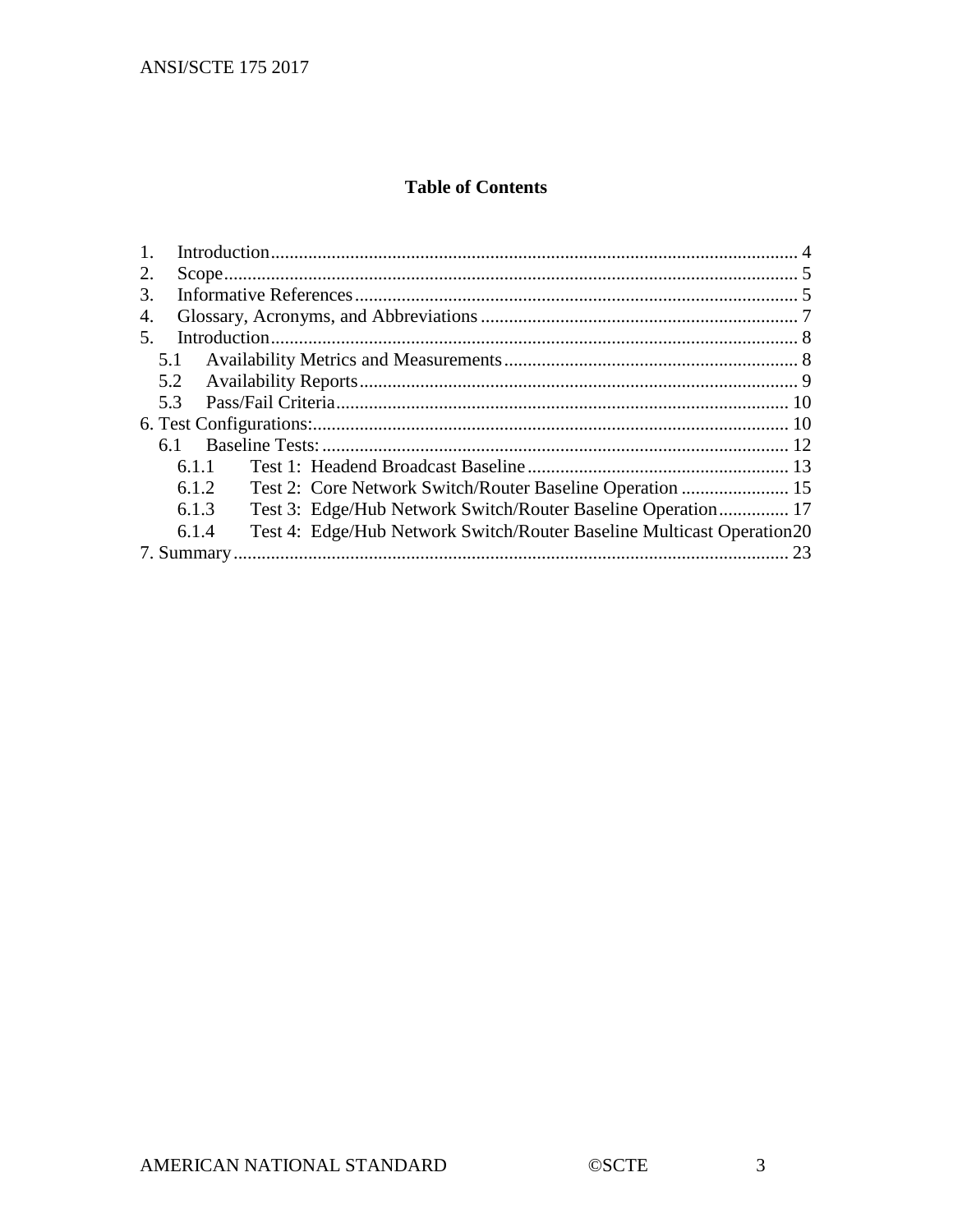## Table of Contents

1. Introduction ........................................................................................................ 4
2. Scope .................................................................................................................. 5
3. Informative References ....................................................................................... 5
4. Glossary, Acronyms, and Abbreviations ............................................................. 7
5. Introduction ........................................................................................................ 8
   - 5.1 Availability Metrics and Measurements ...................................................... 8
   - 5.2 Availability Reports ..................................................................................... 9
   - 5.3 Pass/Fail Criteria ......................................................................................... 10

6. Test Configurations: .............................................................................................. 10
   - 6.1 Baseline Tests: ............................................................................................. 12
     - 6.1.1 Test 1: Headend Broadcast Baseline ....................................................... 13
     - 6.1.2 Test 2: Core Network Switch/Router Baseline Operation ....................... 15
     - 6.1.3 Test 3: Edge/Hub Network Switch/Router Baseline Operation ............... 17
     - 6.1.4 Test 4: Edge/Hub Network Switch/Router Baseline Multicast Operation 20

7. Summary ............................................................................................................... 23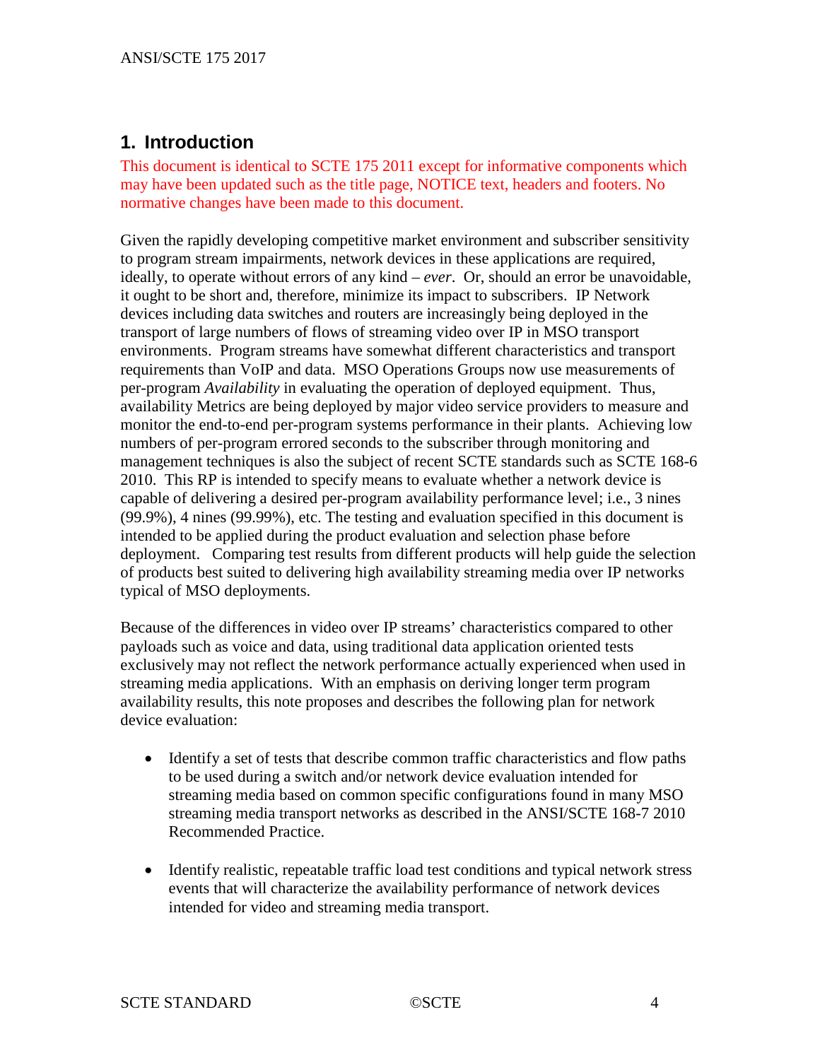# 1. Introduction

This document is identical to SCTE 175 2011 except for informative components which may have been updated such as the title page, NOTICE text, headers and footers. No normative changes have been made to this document.

Given the rapidly developing competitive market environment and subscriber sensitivity to program stream impairments, network devices in these applications are required, ideally, to operate without errors of any kind – *ever*. Or, should an error be unavoidable, it ought to be short and, therefore, minimize its impact to subscribers. IP Network devices including data switches and routers are increasingly being deployed in the transport of large numbers of flows of streaming video over IP in MSO transport environments. Program streams have somewhat different characteristics and transport requirements than VoIP and data. MSO Operations Groups now use measurements of per-program *Availability* in evaluating the operation of deployed equipment. Thus, availability Metrics are being deployed by major video service providers to measure and monitor the end-to-end per-program systems performance in their plants. Achieving low numbers of per-program errored seconds to the subscriber through monitoring and management techniques is also the subject of recent SCTE standards such as SCTE 168-6 2010. This RP is intended to specify means to evaluate whether a network device is capable of delivering a desired per-program availability performance level; i.e., 3 nines (99.9%), 4 nines (99.99%), etc. The testing and evaluation specified in this document is intended to be applied during the product evaluation and selection phase before deployment. Comparing test results from different products will help guide the selection of products best suited to delivering high availability streaming media over IP networks typical of MSO deployments.

Because of the differences in video over IP streams' characteristics compared to other payloads such as voice and data, using traditional data application oriented tests exclusively may not reflect the network performance actually experienced when used in streaming media applications. With an emphasis on deriving longer term program availability results, this note proposes and describes the following plan for network device evaluation:

- Identify a set of tests that describe common traffic characteristics and flow paths to be used during a switch and/or network device evaluation intended for streaming media based on common specific configurations found in many MSO streaming media transport networks as described in the ANSI/SCTE 168-7 2010 Recommended Practice.

- Identify realistic, repeatable traffic load test conditions and typical network stress events that will characterize the availability performance of network devices intended for video and streaming media transport.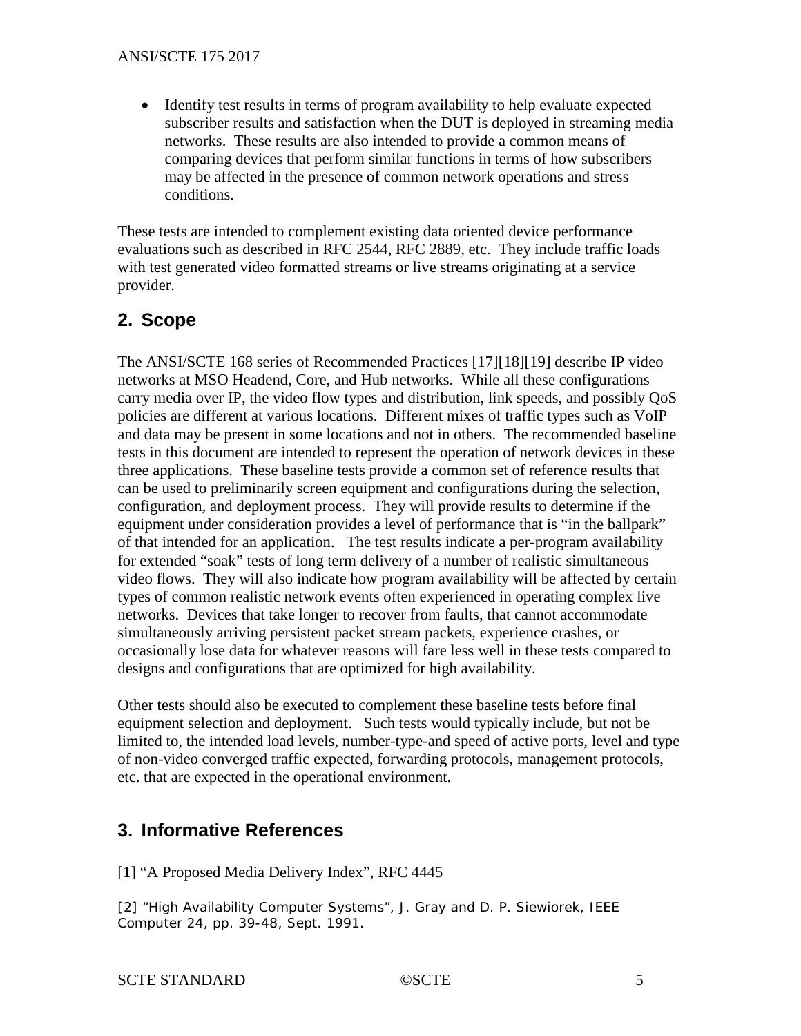- Identify test results in terms of program availability to help evaluate expected subscriber results and satisfaction when the DUT is deployed in streaming media networks. These results are also intended to provide a common means of comparing devices that perform similar functions in terms of how subscribers may be affected in the presence of common network operations and stress conditions.

These tests are intended to complement existing data oriented device performance evaluations such as described in RFC 2544, RFC 2889, etc. They include traffic loads with test generated video formatted streams or live streams originating at a service provider.

## 2. Scope

The ANSI/SCTE 168 series of Recommended Practices [17][18][19] describe IP video networks at MSO Headend, Core, and Hub networks. While all these configurations carry media over IP, the video flow types and distribution, link speeds, and possibly QoS policies are different at various locations. Different mixes of traffic types such as VoIP and data may be present in some locations and not in others. The recommended baseline tests in this document are intended to represent the operation of network devices in these three applications. These baseline tests provide a common set of reference results that can be used to preliminarily screen equipment and configurations during the selection, configuration, and deployment process. They will provide results to determine if the equipment under consideration provides a level of performance that is "in the ballpark" of that intended for an application. The test results indicate a per-program availability for extended "soak" tests of long term delivery of a number of realistic simultaneous video flows. They will also indicate how program availability will be affected by certain types of common realistic network events often experienced in operating complex live networks. Devices that take longer to recover from faults, that cannot accommodate simultaneously arriving persistent packet stream packets, experience crashes, or occasionally lose data for whatever reasons will fare less well in these tests compared to designs and configurations that are optimized for high availability.

Other tests should also be executed to complement these baseline tests before final equipment selection and deployment. Such tests would typically include, but not be limited to, the intended load levels, number-type-and speed of active ports, level and type of non-video converged traffic expected, forwarding protocols, management protocols, etc. that are expected in the operational environment.

## 3. Informative References

[1] "A Proposed Media Delivery Index", RFC 4445

[2] "High Availability Computer Systems", J. Gray and D. P. Siewiorek, IEEE Computer 24, pp. 39-48, Sept. 1991.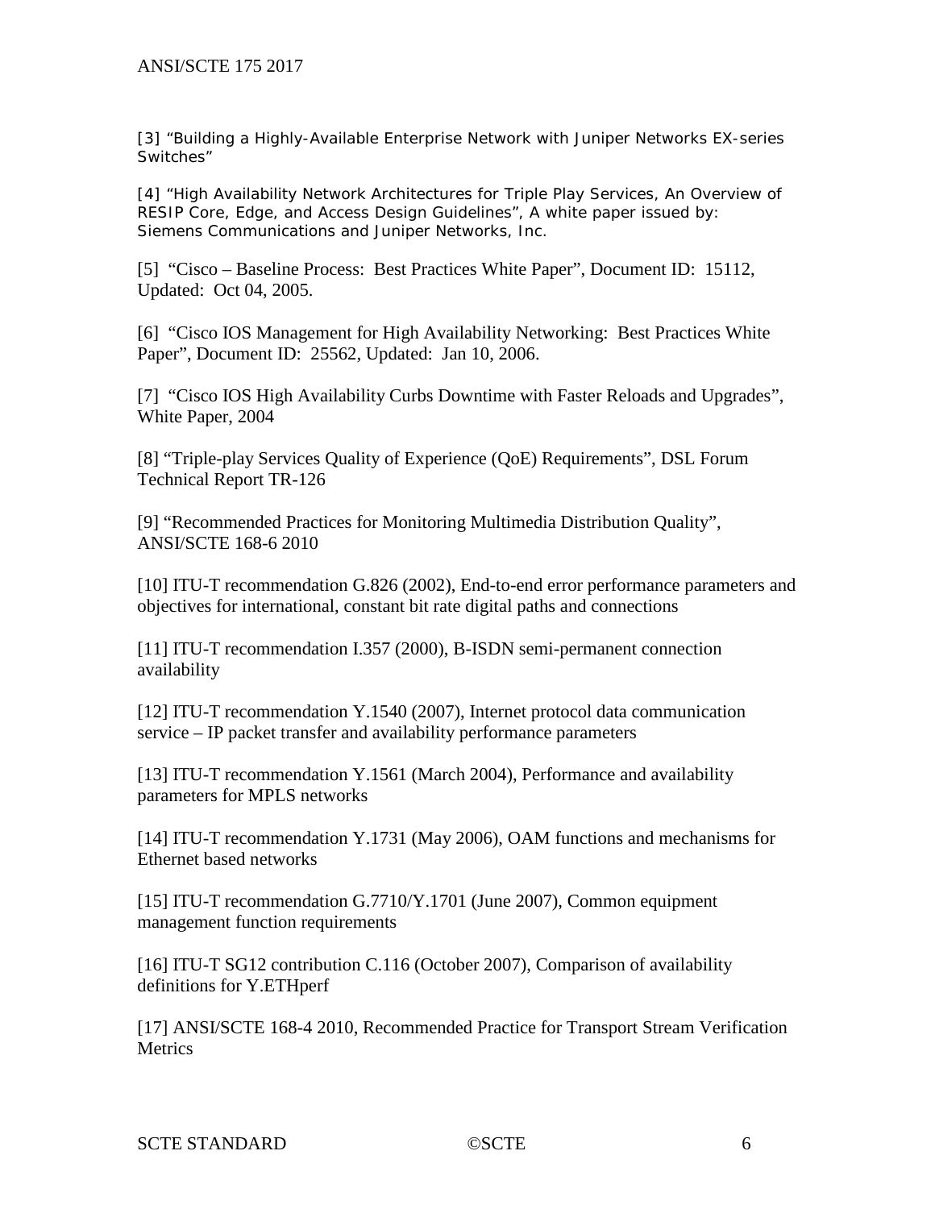[3] "Building a Highly-Available Enterprise Network with Juniper Networks EX-series Switches"

[4] "High Availability Network Architectures for Triple Play Services, An Overview of RESIP Core, Edge, and Access Design Guidelines", A white paper issued by: Siemens Communications and Juniper Networks, Inc.

[5] "Cisco – Baseline Process: Best Practices White Paper", Document ID: 15112, Updated: Oct 04, 2005.

[6] "Cisco IOS Management for High Availability Networking: Best Practices White Paper", Document ID: 25562, Updated: Jan 10, 2006.

[7] "Cisco IOS High Availability Curbs Downtime with Faster Reloads and Upgrades", White Paper, 2004

[8] "Triple-play Services Quality of Experience (QoE) Requirements", DSL Forum Technical Report TR-126

[9] "Recommended Practices for Monitoring Multimedia Distribution Quality", ANSI/SCTE 168-6 2010

[10] ITU-T recommendation G.826 (2002), End-to-end error performance parameters and objectives for international, constant bit rate digital paths and connections

[11] ITU-T recommendation I.357 (2000), B-ISDN semi-permanent connection availability

[12] ITU-T recommendation Y.1540 (2007), Internet protocol data communication service – IP packet transfer and availability performance parameters

[13] ITU-T recommendation Y.1561 (March 2004), Performance and availability parameters for MPLS networks

[14] ITU-T recommendation Y.1731 (May 2006), OAM functions and mechanisms for Ethernet based networks

[15] ITU-T recommendation G.7710/Y.1701 (June 2007), Common equipment management function requirements

[16] ITU-T SG12 contribution C.116 (October 2007), Comparison of availability definitions for Y.ETHperf

[17] ANSI/SCTE 168-4 2010, Recommended Practice for Transport Stream Verification Metrics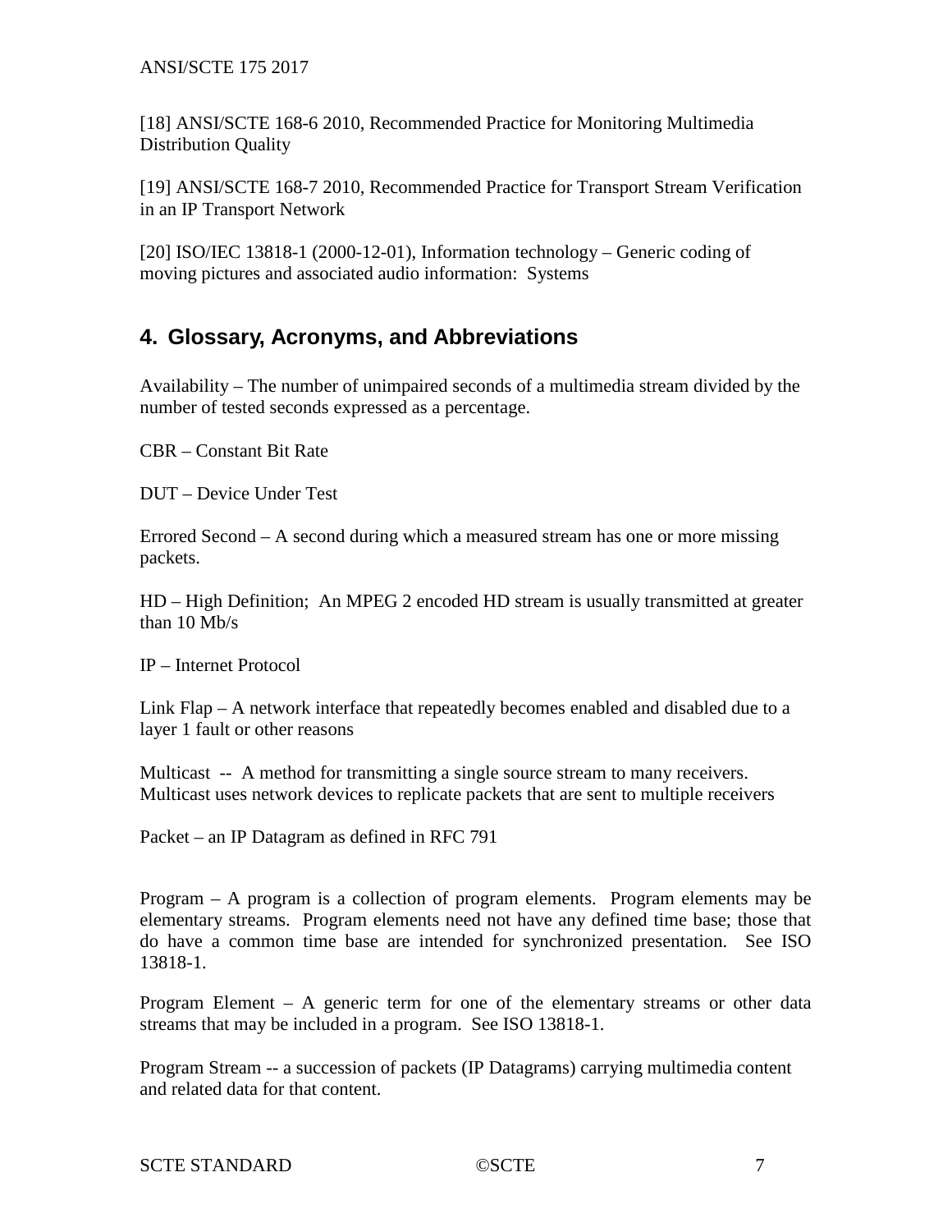[18] ANSI/SCTE 168-6 2010, Recommended Practice for Monitoring Multimedia Distribution Quality

[19] ANSI/SCTE 168-7 2010, Recommended Practice for Transport Stream Verification in an IP Transport Network

[20] ISO/IEC 13818-1 (2000-12-01), Information technology – Generic coding of moving pictures and associated audio information: Systems

## 4. Glossary, Acronyms, and Abbreviations

Availability – The number of unimpaired seconds of a multimedia stream divided by the number of tested seconds expressed as a percentage.

CBR – Constant Bit Rate

DUT – Device Under Test

Errored Second – A second during which a measured stream has one or more missing packets.

HD – High Definition; An MPEG 2 encoded HD stream is usually transmitted at greater than 10 Mb/s

IP – Internet Protocol

Link Flap – A network interface that repeatedly becomes enabled and disabled due to a layer 1 fault or other reasons

Multicast -- A method for transmitting a single source stream to many receivers. Multicast uses network devices to replicate packets that are sent to multiple receivers

Packet – an IP Datagram as defined in RFC 791

Program – A program is a collection of program elements. Program elements may be elementary streams. Program elements need not have any defined time base; those that do have a common time base are intended for synchronized presentation. See ISO 13818-1.

Program Element – A generic term for one of the elementary streams or other data streams that may be included in a program. See ISO 13818-1.

Program Stream -- a succession of packets (IP Datagrams) carrying multimedia content and related data for that content.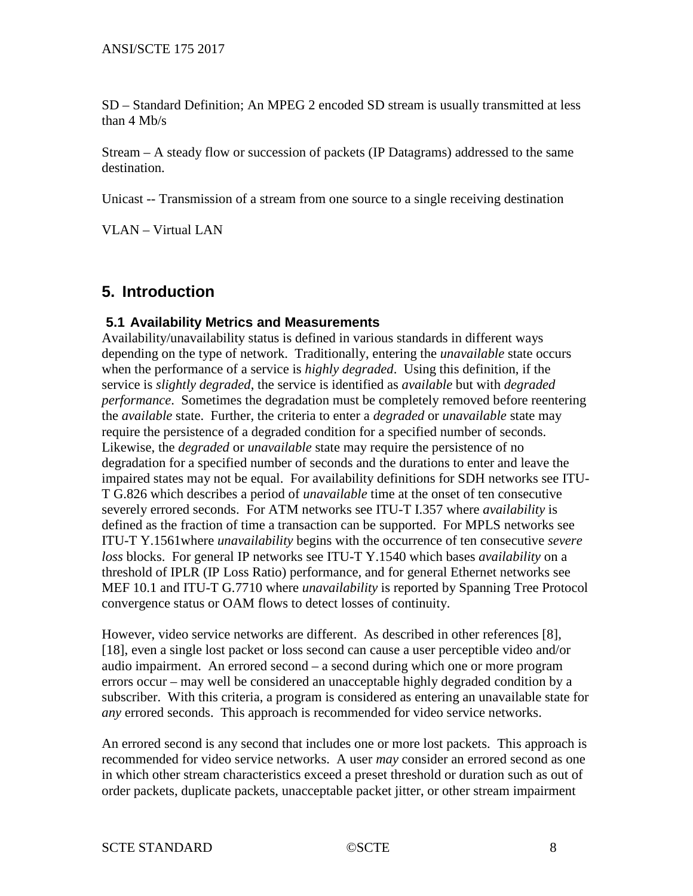SD – Standard Definition; An MPEG 2 encoded SD stream is usually transmitted at less than 4 Mb/s

Stream – A steady flow or succession of packets (IP Datagrams) addressed to the same destination.

Unicast -- Transmission of a stream from one source to a single receiving destination

VLAN – Virtual LAN

# 5. Introduction

## 5.1 Availability Metrics and Measurements

Availability/unavailability status is defined in various standards in different ways depending on the type of network. Traditionally, entering the *unavailable* state occurs when the performance of a service is *highly degraded*. Using this definition, if the service is *slightly degraded*, the service is identified as *available* but with *degraded performance*. Sometimes the degradation must be completely removed before reentering the *available* state. Further, the criteria to enter a *degraded* or *unavailable* state may require the persistence of a degraded condition for a specified number of seconds. Likewise, the *degraded* or *unavailable* state may require the persistence of no degradation for a specified number of seconds and the durations to enter and leave the impaired states may not be equal. For availability definitions for SDH networks see ITU-T G.826 which describes a period of *unavailable* time at the onset of ten consecutive severely errored seconds. For ATM networks see ITU-T I.357 where *availability* is defined as the fraction of time a transaction can be supported. For MPLS networks see ITU-T Y.1561where *unavailability* begins with the occurrence of ten consecutive *severe loss* blocks. For general IP networks see ITU-T Y.1540 which bases *availability* on a threshold of IPLR (IP Loss Ratio) performance, and for general Ethernet networks see MEF 10.1 and ITU-T G.7710 where *unavailability* is reported by Spanning Tree Protocol convergence status or OAM flows to detect losses of continuity.

However, video service networks are different. As described in other references [8], [18], even a single lost packet or loss second can cause a user perceptible video and/or audio impairment. An errored second – a second during which one or more program errors occur – may well be considered an unacceptable highly degraded condition by a subscriber. With this criteria, a program is considered as entering an unavailable state for *any* errored seconds. This approach is recommended for video service networks.

An errored second is any second that includes one or more lost packets. This approach is recommended for video service networks. A user *may* consider an errored second as one in which other stream characteristics exceed a preset threshold or duration such as out of order packets, duplicate packets, unacceptable packet jitter, or other stream impairment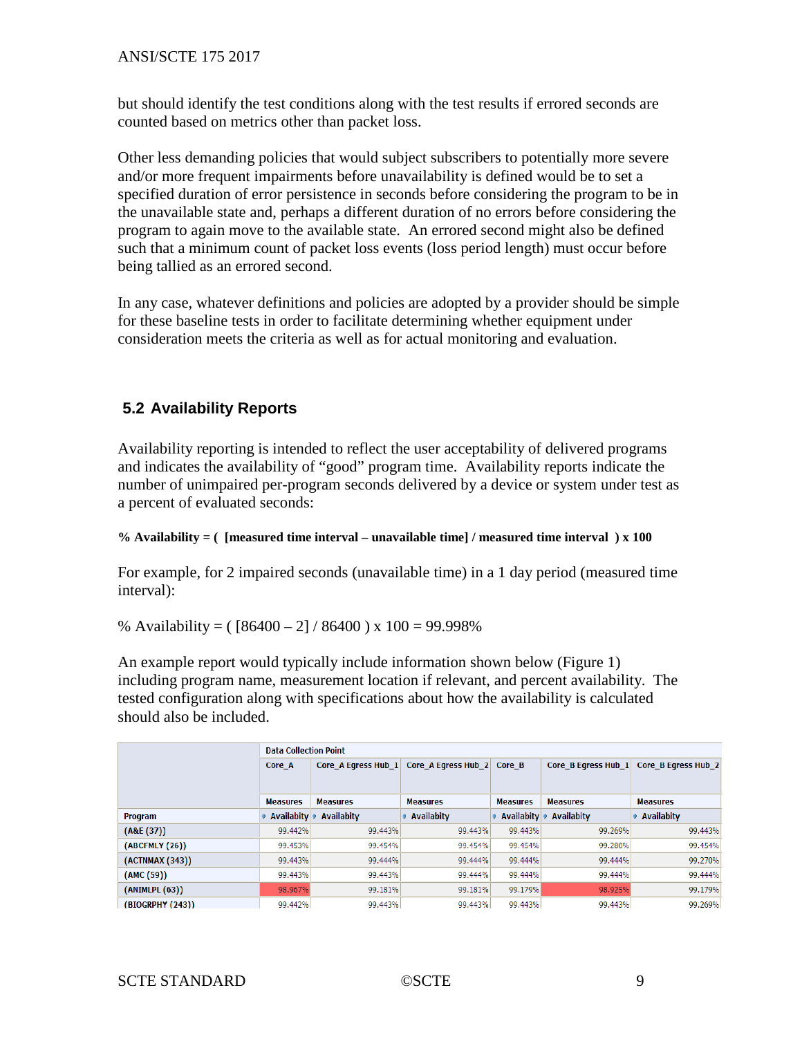but should identify the test conditions along with the test results if errored seconds are counted based on metrics other than packet loss.

Other less demanding policies that would subject subscribers to potentially more severe and/or more frequent impairments before unavailability is defined would be to set a specified duration of error persistence in seconds before considering the program to be in the unavailable state and, perhaps a different duration of no errors before considering the program to again move to the available state. An errored second might also be defined such that a minimum count of packet loss events (loss period length) must occur before being tallied as an errored second.

In any case, whatever definitions and policies are adopted by a provider should be simple for these baseline tests in order to facilitate determining whether equipment under consideration meets the criteria as well as for actual monitoring and evaluation.

## 5.2 Availability Reports

Availability reporting is intended to reflect the user acceptability of delivered programs and indicates the availability of "good" program time. Availability reports indicate the number of unimpaired per-program seconds delivered by a device or system under test as a percent of evaluated seconds:

**% Availability = ( [measured time interval – unavailable time] / measured time interval ) x 100**

For example, for 2 impaired seconds (unavailable time) in a 1 day period (measured time interval):

% Availability = ( [86400 – 2] / 86400 ) x 100 = 99.998%

An example report would typically include information shown below (Figure 1) including program name, measurement location if relevant, and percent availability. The tested configuration along with specifications about how the availability is calculated should also be included.

| | Data Collection Point | | | | | |
|---|---|---|---|---|---|---|
| | Core_A | Core_A Egress Hub_1 | Core_A Egress Hub_2 | Core_B | Core_B Egress Hub_1 | Core_B Egress Hub_2 |
| | Measures | Measures | Measures | Measures | Measures | Measures |
| Program | Availabity | Availabity | Availabity | Availabity | Availabity | Availabity |
| (A&E (37)) | 99.442% | 99.443% | 99.443% | 99.443% | 99.269% | 99.443% |
| (ABCFMLY (26)) | 99.453% | 99.454% | 99.454% | 99.454% | 99.280% | 99.454% |
| (ACTNMAX (343)) | 99.443% | 99.444% | 99.444% | 99.444% | 99.444% | 99.270% |
| (AMC (59)) | 99.443% | 99.443% | 99.444% | 99.444% | 99.444% | 99.444% |
| (ANIMLPL (63)) | 98.967% | 99.181% | 99.181% | 99.179% | 98.925% | 99.179% |
| (BIOGRPHY (243)) | 99.442% | 99.443% | 99.443% | 99.443% | 99.443% | 99.269% |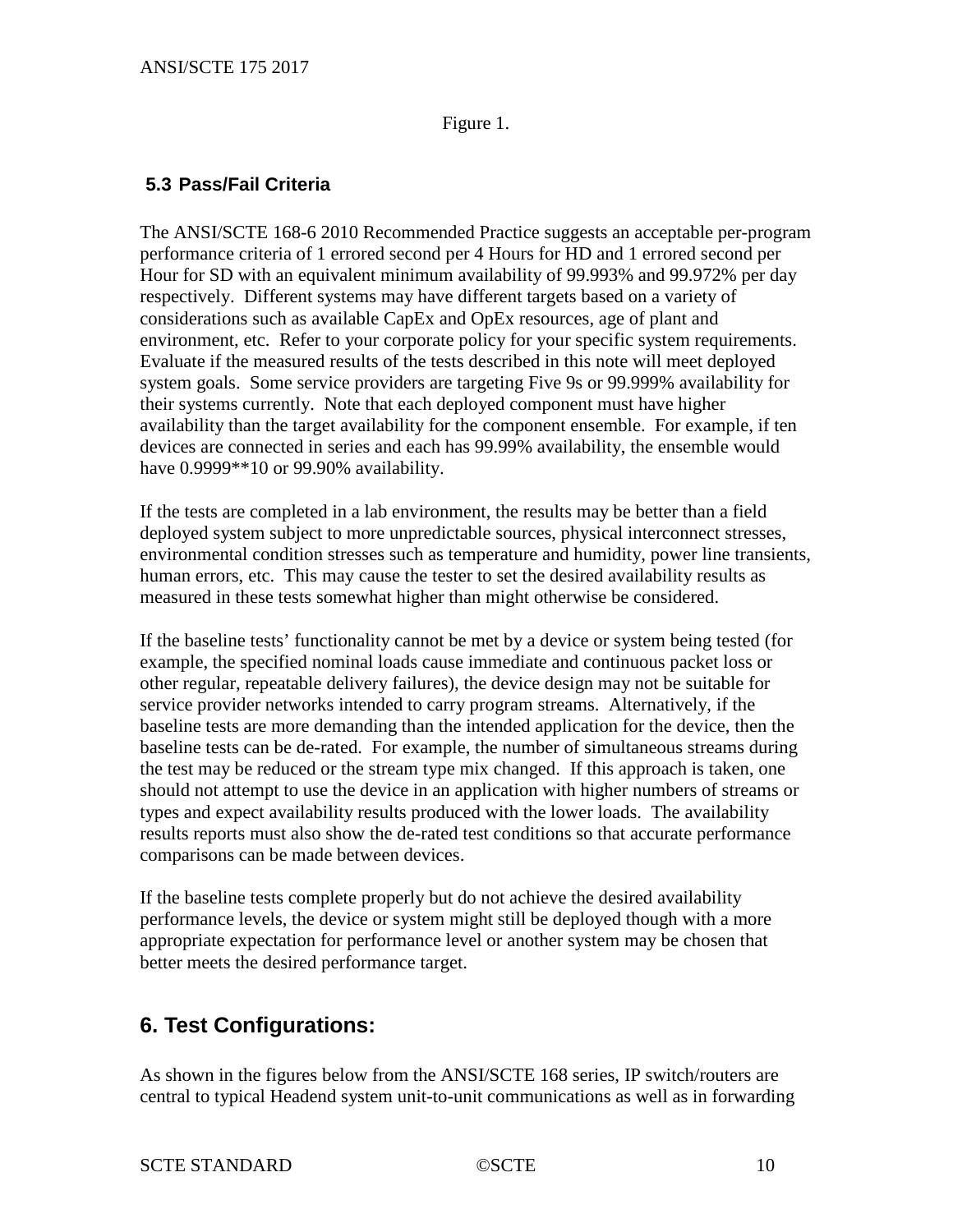Figure 1.

### 5.3 Pass/Fail Criteria

The ANSI/SCTE 168-6 2010 Recommended Practice suggests an acceptable per-program performance criteria of 1 errored second per 4 Hours for HD and 1 errored second per Hour for SD with an equivalent minimum availability of 99.993% and 99.972% per day respectively. Different systems may have different targets based on a variety of considerations such as available CapEx and OpEx resources, age of plant and environment, etc. Refer to your corporate policy for your specific system requirements. Evaluate if the measured results of the tests described in this note will meet deployed system goals. Some service providers are targeting Five 9s or 99.999% availability for their systems currently. Note that each deployed component must have higher availability than the target availability for the component ensemble. For example, if ten devices are connected in series and each has 99.99% availability, the ensemble would have 0.9999**10 or 99.90% availability.

If the tests are completed in a lab environment, the results may be better than a field deployed system subject to more unpredictable sources, physical interconnect stresses, environmental condition stresses such as temperature and humidity, power line transients, human errors, etc. This may cause the tester to set the desired availability results as measured in these tests somewhat higher than might otherwise be considered.

If the baseline tests' functionality cannot be met by a device or system being tested (for example, the specified nominal loads cause immediate and continuous packet loss or other regular, repeatable delivery failures), the device design may not be suitable for service provider networks intended to carry program streams. Alternatively, if the baseline tests are more demanding than the intended application for the device, then the baseline tests can be de-rated. For example, the number of simultaneous streams during the test may be reduced or the stream type mix changed. If this approach is taken, one should not attempt to use the device in an application with higher numbers of streams or types and expect availability results produced with the lower loads. The availability results reports must also show the de-rated test conditions so that accurate performance comparisons can be made between devices.

If the baseline tests complete properly but do not achieve the desired availability performance levels, the device or system might still be deployed though with a more appropriate expectation for performance level or another system may be chosen that better meets the desired performance target.

## 6. Test Configurations:

As shown in the figures below from the ANSI/SCTE 168 series, IP switch/routers are central to typical Headend system unit-to-unit communications as well as in forwarding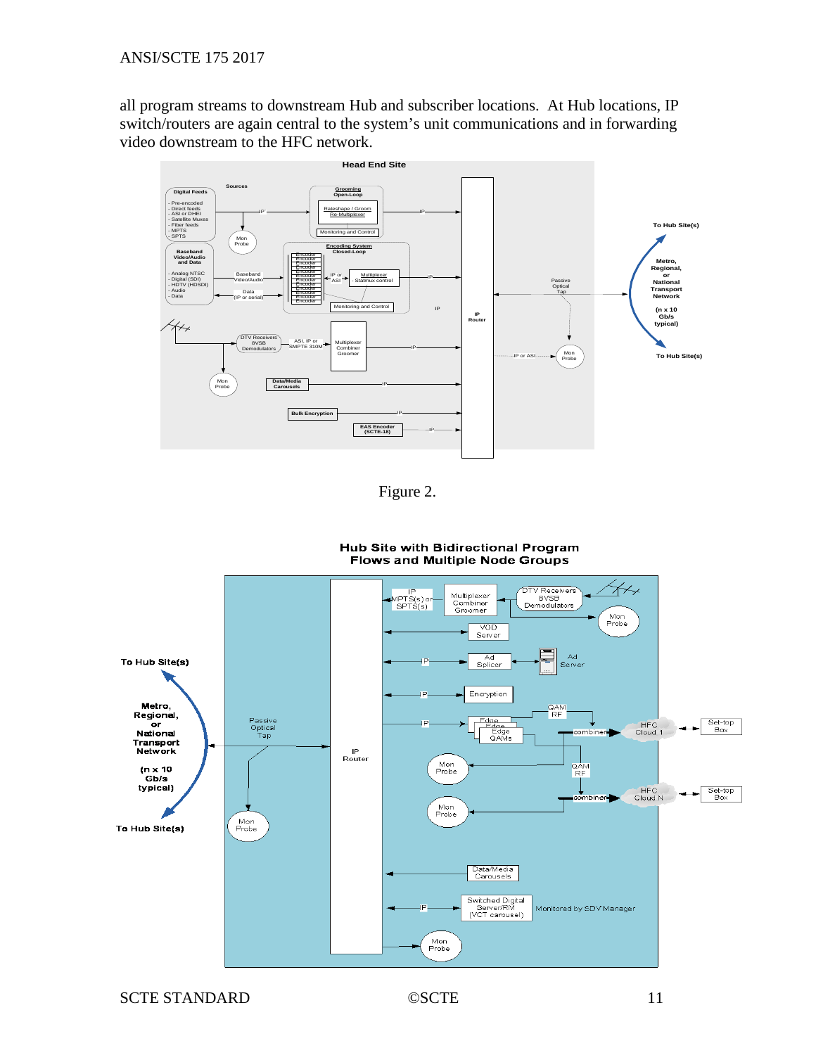all program streams to downstream Hub and subscriber locations. At Hub locations, IP switch/routers are again central to the system's unit communications and in forwarding video downstream to the HFC network.

Figure 2.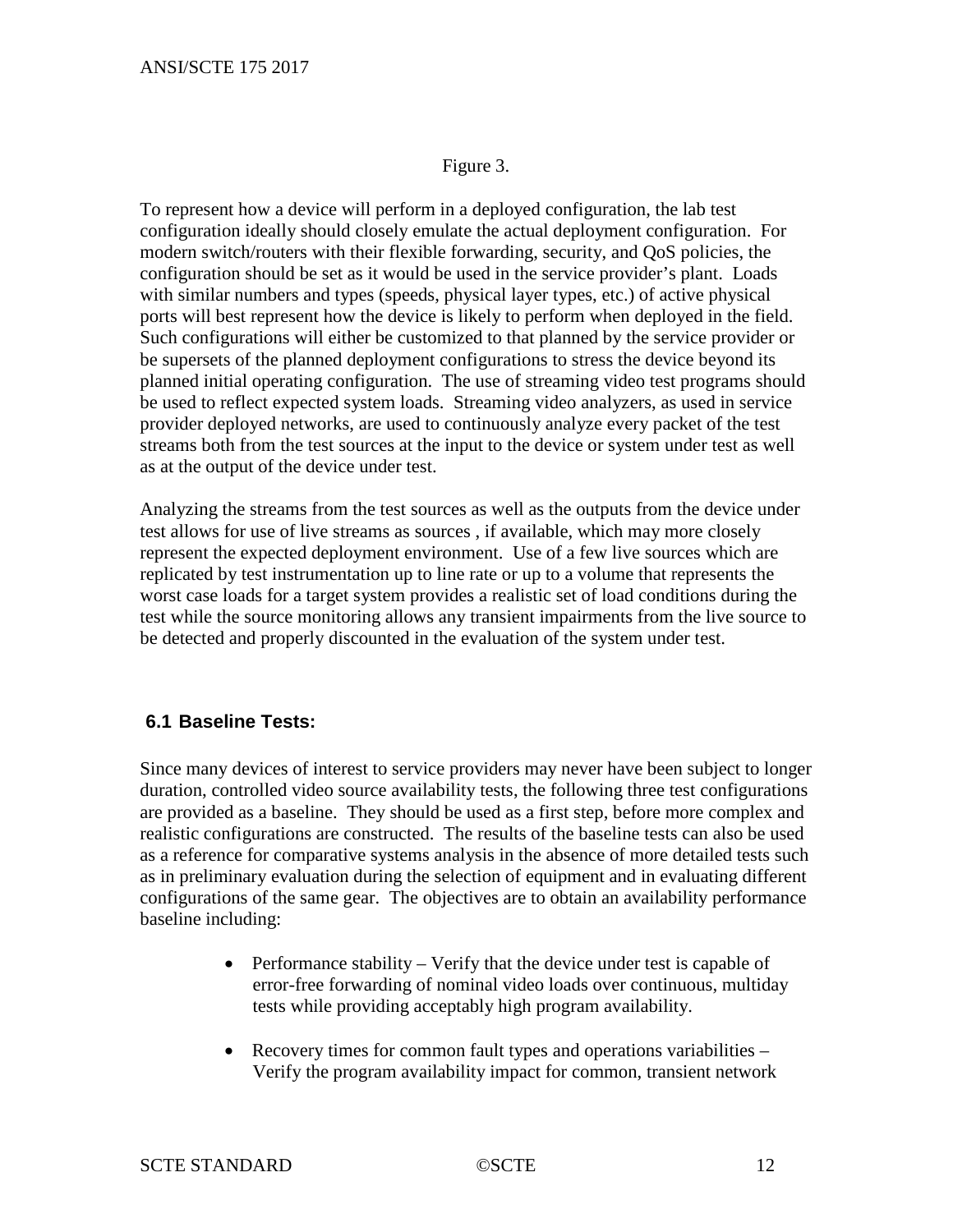Figure 3.

To represent how a device will perform in a deployed configuration, the lab test configuration ideally should closely emulate the actual deployment configuration. For modern switch/routers with their flexible forwarding, security, and QoS policies, the configuration should be set as it would be used in the service provider's plant. Loads with similar numbers and types (speeds, physical layer types, etc.) of active physical ports will best represent how the device is likely to perform when deployed in the field. Such configurations will either be customized to that planned by the service provider or be supersets of the planned deployment configurations to stress the device beyond its planned initial operating configuration. The use of streaming video test programs should be used to reflect expected system loads. Streaming video analyzers, as used in service provider deployed networks, are used to continuously analyze every packet of the test streams both from the test sources at the input to the device or system under test as well as at the output of the device under test.

Analyzing the streams from the test sources as well as the outputs from the device under test allows for use of live streams as sources , if available, which may more closely represent the expected deployment environment. Use of a few live sources which are replicated by test instrumentation up to line rate or up to a volume that represents the worst case loads for a target system provides a realistic set of load conditions during the test while the source monitoring allows any transient impairments from the live source to be detected and properly discounted in the evaluation of the system under test.

## 6.1 Baseline Tests:

Since many devices of interest to service providers may never have been subject to longer duration, controlled video source availability tests, the following three test configurations are provided as a baseline. They should be used as a first step, before more complex and realistic configurations are constructed. The results of the baseline tests can also be used as a reference for comparative systems analysis in the absence of more detailed tests such as in preliminary evaluation during the selection of equipment and in evaluating different configurations of the same gear. The objectives are to obtain an availability performance baseline including:

- Performance stability – Verify that the device under test is capable of error-free forwarding of nominal video loads over continuous, multiday tests while providing acceptably high program availability.
- Recovery times for common fault types and operations variabilities – Verify the program availability impact for common, transient network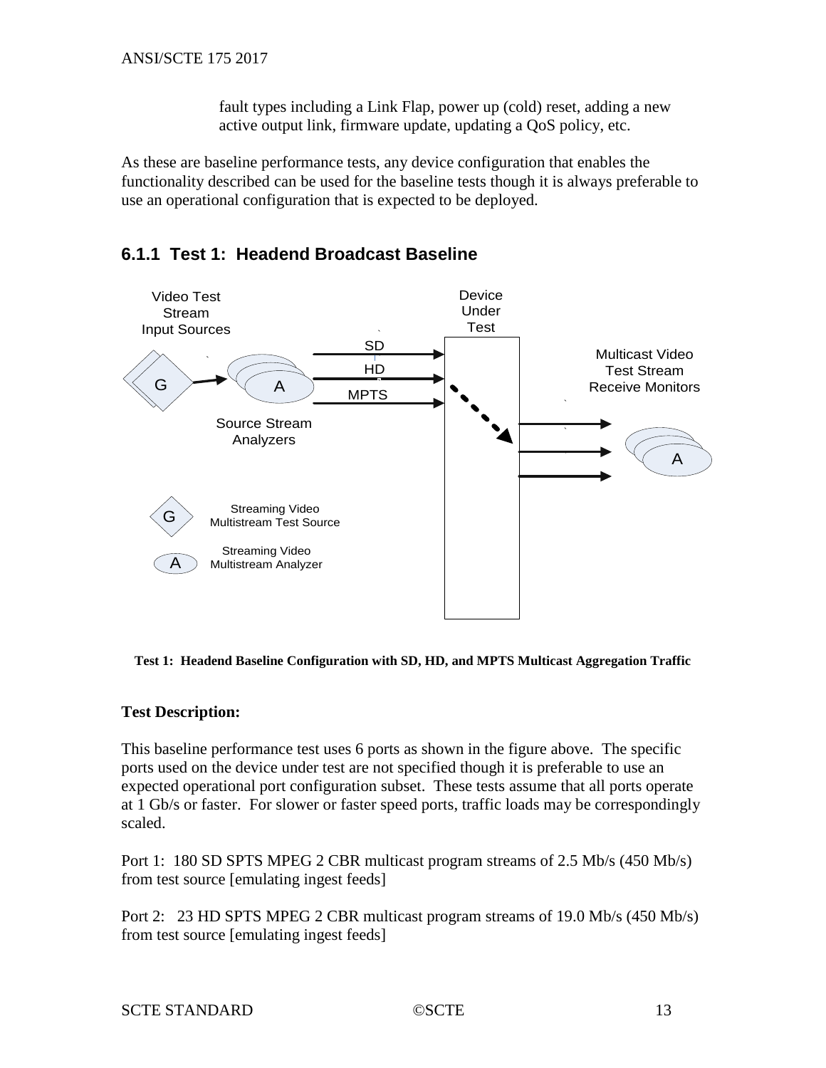fault types including a Link Flap, power up (cold) reset, adding a new active output link, firmware update, updating a QoS policy, etc.

As these are baseline performance tests, any device configuration that enables the functionality described can be used for the baseline tests though it is always preferable to use an operational configuration that is expected to be deployed.

### 6.1.1 Test 1: Headend Broadcast Baseline

**Test 1: Headend Baseline Configuration with SD, HD, and MPTS Multicast Aggregation Traffic**

**Test Description:**

This baseline performance test uses 6 ports as shown in the figure above. The specific ports used on the device under test are not specified though it is preferable to use an expected operational port configuration subset. These tests assume that all ports operate at 1 Gb/s or faster. For slower or faster speed ports, traffic loads may be correspondingly scaled.

Port 1: 180 SD SPTS MPEG 2 CBR multicast program streams of 2.5 Mb/s (450 Mb/s) from test source [emulating ingest feeds]

Port 2: 23 HD SPTS MPEG 2 CBR multicast program streams of 19.0 Mb/s (450 Mb/s) from test source [emulating ingest feeds]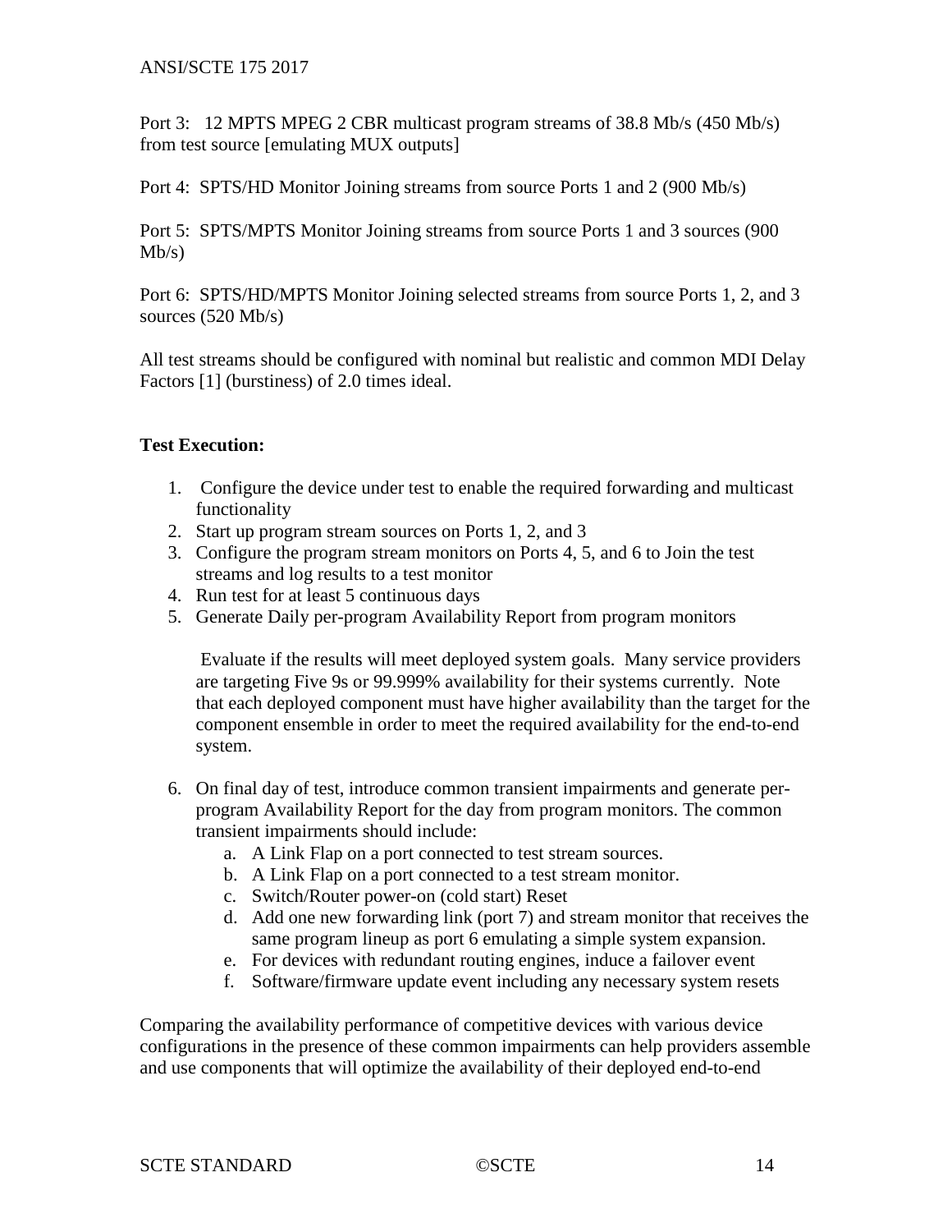Port 3: 12 MPTS MPEG 2 CBR multicast program streams of 38.8 Mb/s (450 Mb/s) from test source [emulating MUX outputs]

Port 4: SPTS/HD Monitor Joining streams from source Ports 1 and 2 (900 Mb/s)

Port 5: SPTS/MPTS Monitor Joining streams from source Ports 1 and 3 sources (900 Mb/s)

Port 6: SPTS/HD/MPTS Monitor Joining selected streams from source Ports 1, 2, and 3 sources (520 Mb/s)

All test streams should be configured with nominal but realistic and common MDI Delay Factors [1] (burstiness) of 2.0 times ideal.

**Test Execution:**

1. Configure the device under test to enable the required forwarding and multicast functionality
2. Start up program stream sources on Ports 1, 2, and 3
3. Configure the program stream monitors on Ports 4, 5, and 6 to Join the test streams and log results to a test monitor
4. Run test for at least 5 continuous days
5. Generate Daily per-program Availability Report from program monitors

   Evaluate if the results will meet deployed system goals. Many service providers are targeting Five 9s or 99.999% availability for their systems currently. Note that each deployed component must have higher availability than the target for the component ensemble in order to meet the required availability for the end-to-end system.

6. On final day of test, introduce common transient impairments and generate per-program Availability Report for the day from program monitors. The common transient impairments should include:
   a. A Link Flap on a port connected to test stream sources.
   b. A Link Flap on a port connected to a test stream monitor.
   c. Switch/Router power-on (cold start) Reset
   d. Add one new forwarding link (port 7) and stream monitor that receives the same program lineup as port 6 emulating a simple system expansion.
   e. For devices with redundant routing engines, induce a failover event
   f. Software/firmware update event including any necessary system resets

Comparing the availability performance of competitive devices with various device configurations in the presence of these common impairments can help providers assemble and use components that will optimize the availability of their deployed end-to-end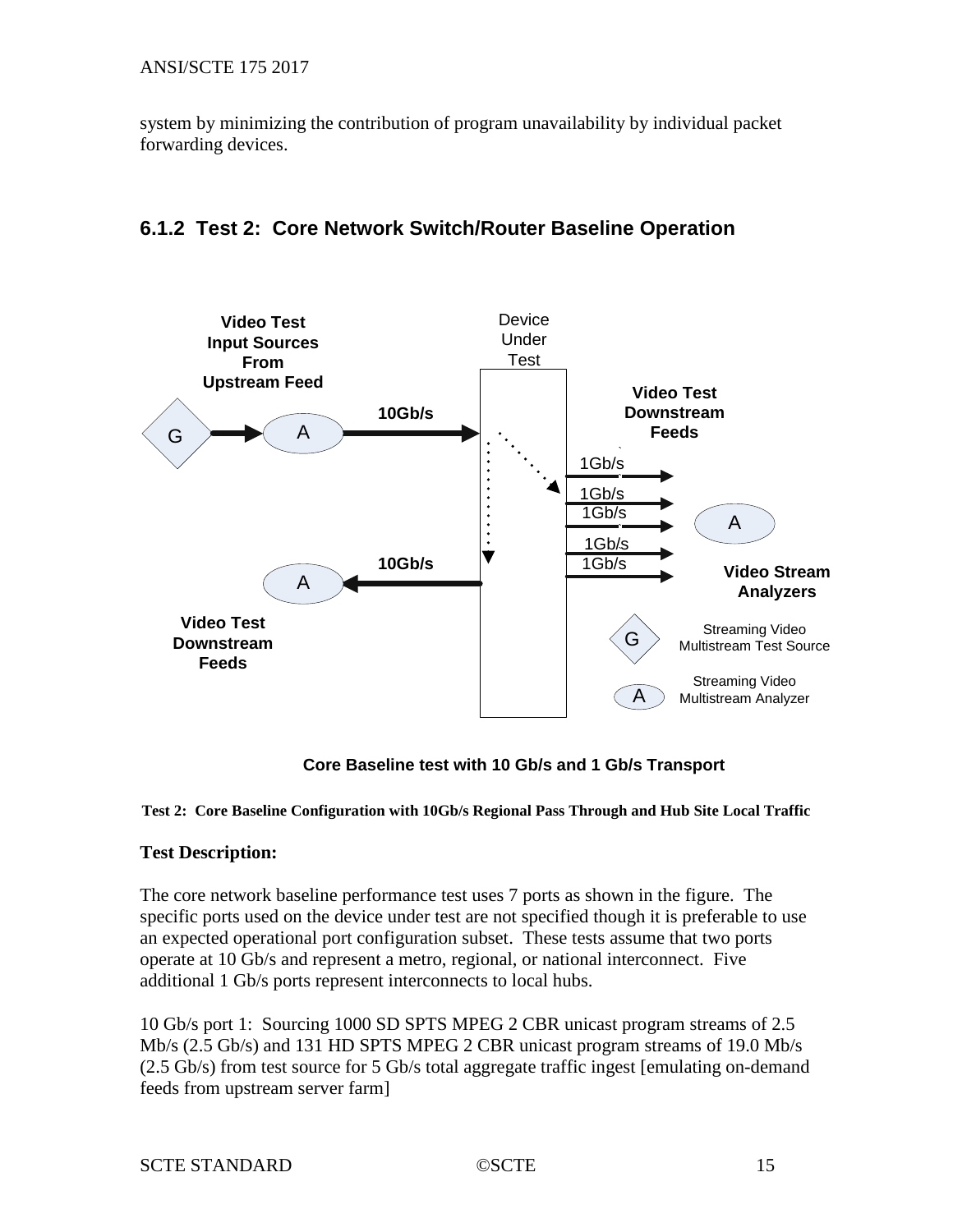system by minimizing the contribution of program unavailability by individual packet forwarding devices.

### 6.1.2 Test 2: Core Network Switch/Router Baseline Operation

**Core Baseline test with 10 Gb/s and 1 Gb/s Transport**

**Test 2: Core Baseline Configuration with 10Gb/s Regional Pass Through and Hub Site Local Traffic**

**Test Description:**

The core network baseline performance test uses 7 ports as shown in the figure. The specific ports used on the device under test are not specified though it is preferable to use an expected operational port configuration subset. These tests assume that two ports operate at 10 Gb/s and represent a metro, regional, or national interconnect. Five additional 1 Gb/s ports represent interconnects to local hubs.

10 Gb/s port 1: Sourcing 1000 SD SPTS MPEG 2 CBR unicast program streams of 2.5 Mb/s (2.5 Gb/s) and 131 HD SPTS MPEG 2 CBR unicast program streams of 19.0 Mb/s (2.5 Gb/s) from test source for 5 Gb/s total aggregate traffic ingest [emulating on-demand feeds from upstream server farm]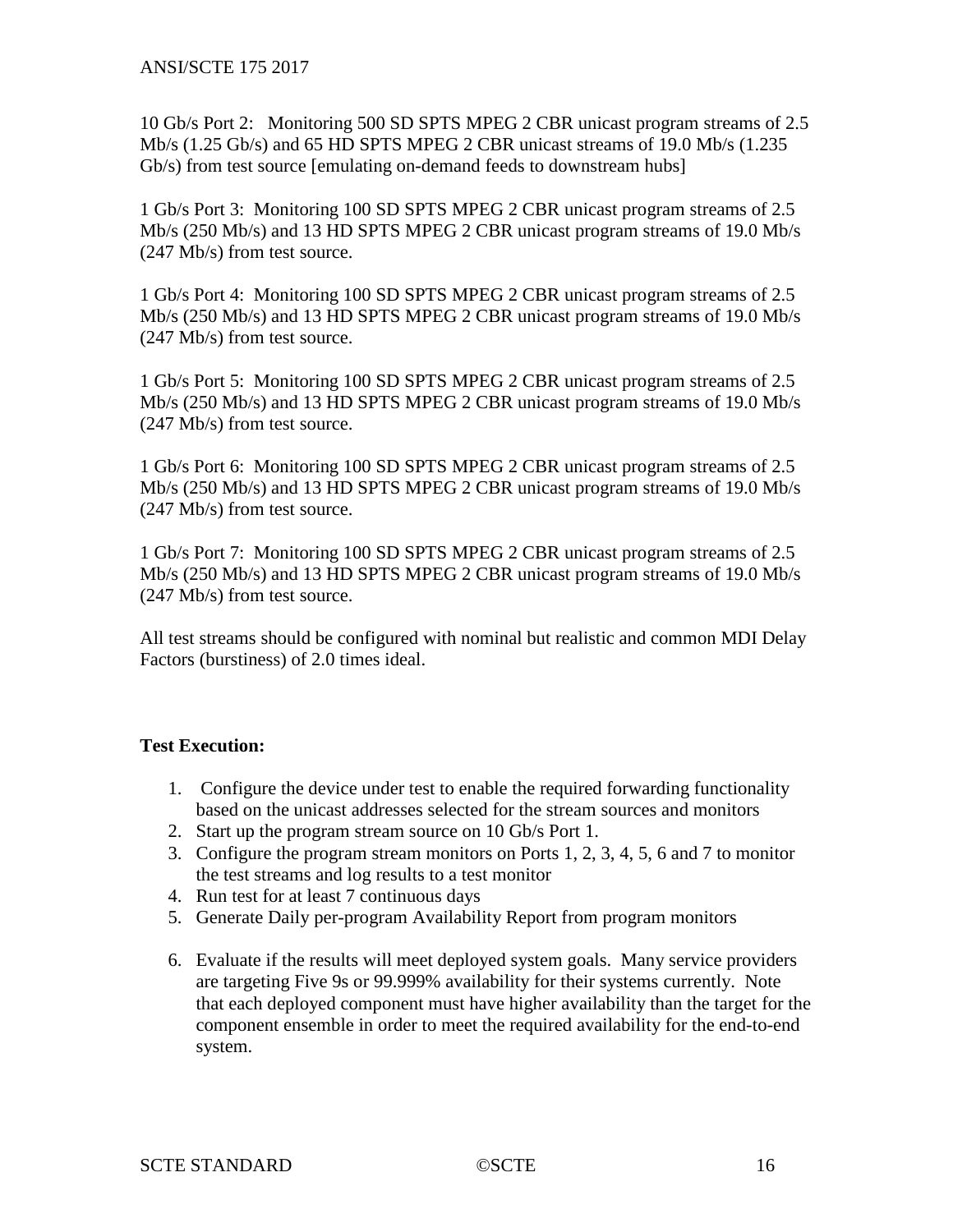10 Gb/s Port 2: Monitoring 500 SD SPTS MPEG 2 CBR unicast program streams of 2.5 Mb/s (1.25 Gb/s) and 65 HD SPTS MPEG 2 CBR unicast streams of 19.0 Mb/s (1.235 Gb/s) from test source [emulating on-demand feeds to downstream hubs]

1 Gb/s Port 3: Monitoring 100 SD SPTS MPEG 2 CBR unicast program streams of 2.5 Mb/s (250 Mb/s) and 13 HD SPTS MPEG 2 CBR unicast program streams of 19.0 Mb/s (247 Mb/s) from test source.

1 Gb/s Port 4: Monitoring 100 SD SPTS MPEG 2 CBR unicast program streams of 2.5 Mb/s (250 Mb/s) and 13 HD SPTS MPEG 2 CBR unicast program streams of 19.0 Mb/s (247 Mb/s) from test source.

1 Gb/s Port 5: Monitoring 100 SD SPTS MPEG 2 CBR unicast program streams of 2.5 Mb/s (250 Mb/s) and 13 HD SPTS MPEG 2 CBR unicast program streams of 19.0 Mb/s (247 Mb/s) from test source.

1 Gb/s Port 6: Monitoring 100 SD SPTS MPEG 2 CBR unicast program streams of 2.5 Mb/s (250 Mb/s) and 13 HD SPTS MPEG 2 CBR unicast program streams of 19.0 Mb/s (247 Mb/s) from test source.

1 Gb/s Port 7: Monitoring 100 SD SPTS MPEG 2 CBR unicast program streams of 2.5 Mb/s (250 Mb/s) and 13 HD SPTS MPEG 2 CBR unicast program streams of 19.0 Mb/s (247 Mb/s) from test source.

All test streams should be configured with nominal but realistic and common MDI Delay Factors (burstiness) of 2.0 times ideal.

**Test Execution:**

1. Configure the device under test to enable the required forwarding functionality based on the unicast addresses selected for the stream sources and monitors
2. Start up the program stream source on 10 Gb/s Port 1.
3. Configure the program stream monitors on Ports 1, 2, 3, 4, 5, 6 and 7 to monitor the test streams and log results to a test monitor
4. Run test for at least 7 continuous days
5. Generate Daily per-program Availability Report from program monitors
6. Evaluate if the results will meet deployed system goals. Many service providers are targeting Five 9s or 99.999% availability for their systems currently. Note that each deployed component must have higher availability than the target for the component ensemble in order to meet the required availability for the end-to-end system.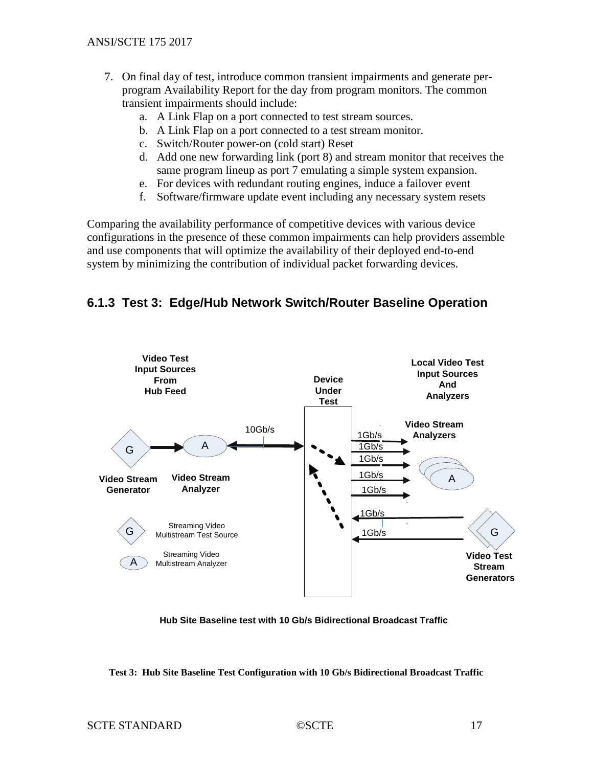7. On final day of test, introduce common transient impairments and generate per-program Availability Report for the day from program monitors. The common transient impairments should include:
   a. A Link Flap on a port connected to test stream sources.
   b. A Link Flap on a port connected to a test stream monitor.
   c. Switch/Router power-on (cold start) Reset
   d. Add one new forwarding link (port 8) and stream monitor that receives the same program lineup as port 7 emulating a simple system expansion.
   e. For devices with redundant routing engines, induce a failover event
   f. Software/firmware update event including any necessary system resets

Comparing the availability performance of competitive devices with various device configurations in the presence of these common impairments can help providers assemble and use components that will optimize the availability of their deployed end-to-end system by minimizing the contribution of individual packet forwarding devices.

### 6.1.3 Test 3: Edge/Hub Network Switch/Router Baseline Operation

Video Test Input Sources From Hub Feed

Device Under Test

Local Video Test Input Sources And Analyzers

Video Stream Analyzers

10Gb/s

1Gb/s

1Gb/s

1Gb/s

1Gb/s

1Gb/s

1Gb/s

1Gb/s

G

A

A

G

Video Stream Generator

Video Stream Analyzer

G Streaming Video Multistream Test Source

A Streaming Video Multistream Analyzer

Video Test Stream Generators

**Hub Site Baseline test with 10 Gb/s Bidirectional Broadcast Traffic**

**Test 3: Hub Site Baseline Test Configuration with 10 Gb/s Bidirectional Broadcast Traffic**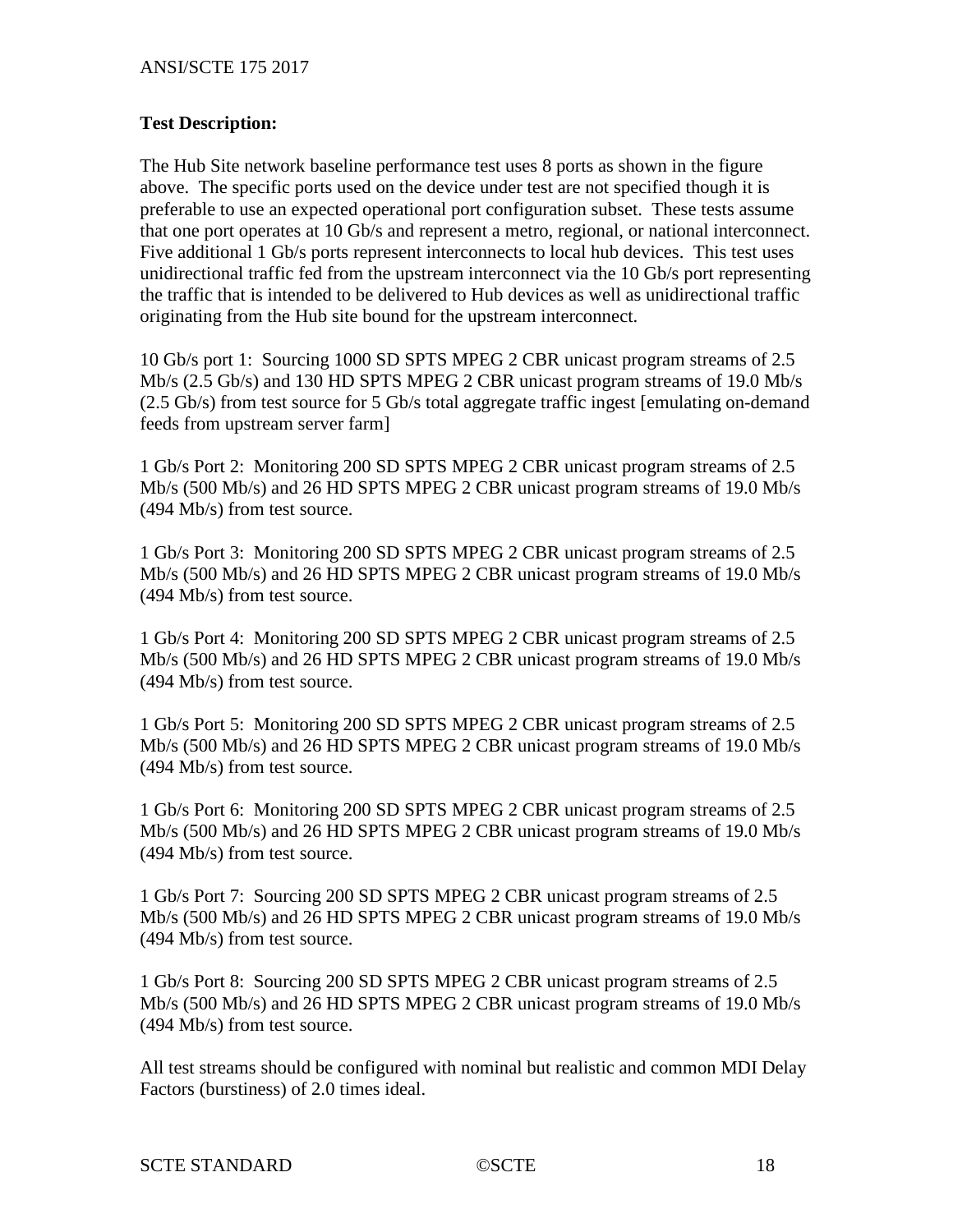**Test Description:**

The Hub Site network baseline performance test uses 8 ports as shown in the figure above. The specific ports used on the device under test are not specified though it is preferable to use an expected operational port configuration subset. These tests assume that one port operates at 10 Gb/s and represent a metro, regional, or national interconnect. Five additional 1 Gb/s ports represent interconnects to local hub devices. This test uses unidirectional traffic fed from the upstream interconnect via the 10 Gb/s port representing the traffic that is intended to be delivered to Hub devices as well as unidirectional traffic originating from the Hub site bound for the upstream interconnect.

10 Gb/s port 1: Sourcing 1000 SD SPTS MPEG 2 CBR unicast program streams of 2.5 Mb/s (2.5 Gb/s) and 130 HD SPTS MPEG 2 CBR unicast program streams of 19.0 Mb/s (2.5 Gb/s) from test source for 5 Gb/s total aggregate traffic ingest [emulating on-demand feeds from upstream server farm]

1 Gb/s Port 2: Monitoring 200 SD SPTS MPEG 2 CBR unicast program streams of 2.5 Mb/s (500 Mb/s) and 26 HD SPTS MPEG 2 CBR unicast program streams of 19.0 Mb/s (494 Mb/s) from test source.

1 Gb/s Port 3: Monitoring 200 SD SPTS MPEG 2 CBR unicast program streams of 2.5 Mb/s (500 Mb/s) and 26 HD SPTS MPEG 2 CBR unicast program streams of 19.0 Mb/s (494 Mb/s) from test source.

1 Gb/s Port 4: Monitoring 200 SD SPTS MPEG 2 CBR unicast program streams of 2.5 Mb/s (500 Mb/s) and 26 HD SPTS MPEG 2 CBR unicast program streams of 19.0 Mb/s (494 Mb/s) from test source.

1 Gb/s Port 5: Monitoring 200 SD SPTS MPEG 2 CBR unicast program streams of 2.5 Mb/s (500 Mb/s) and 26 HD SPTS MPEG 2 CBR unicast program streams of 19.0 Mb/s (494 Mb/s) from test source.

1 Gb/s Port 6: Monitoring 200 SD SPTS MPEG 2 CBR unicast program streams of 2.5 Mb/s (500 Mb/s) and 26 HD SPTS MPEG 2 CBR unicast program streams of 19.0 Mb/s (494 Mb/s) from test source.

1 Gb/s Port 7: Sourcing 200 SD SPTS MPEG 2 CBR unicast program streams of 2.5 Mb/s (500 Mb/s) and 26 HD SPTS MPEG 2 CBR unicast program streams of 19.0 Mb/s (494 Mb/s) from test source.

1 Gb/s Port 8: Sourcing 200 SD SPTS MPEG 2 CBR unicast program streams of 2.5 Mb/s (500 Mb/s) and 26 HD SPTS MPEG 2 CBR unicast program streams of 19.0 Mb/s (494 Mb/s) from test source.

All test streams should be configured with nominal but realistic and common MDI Delay Factors (burstiness) of 2.0 times ideal.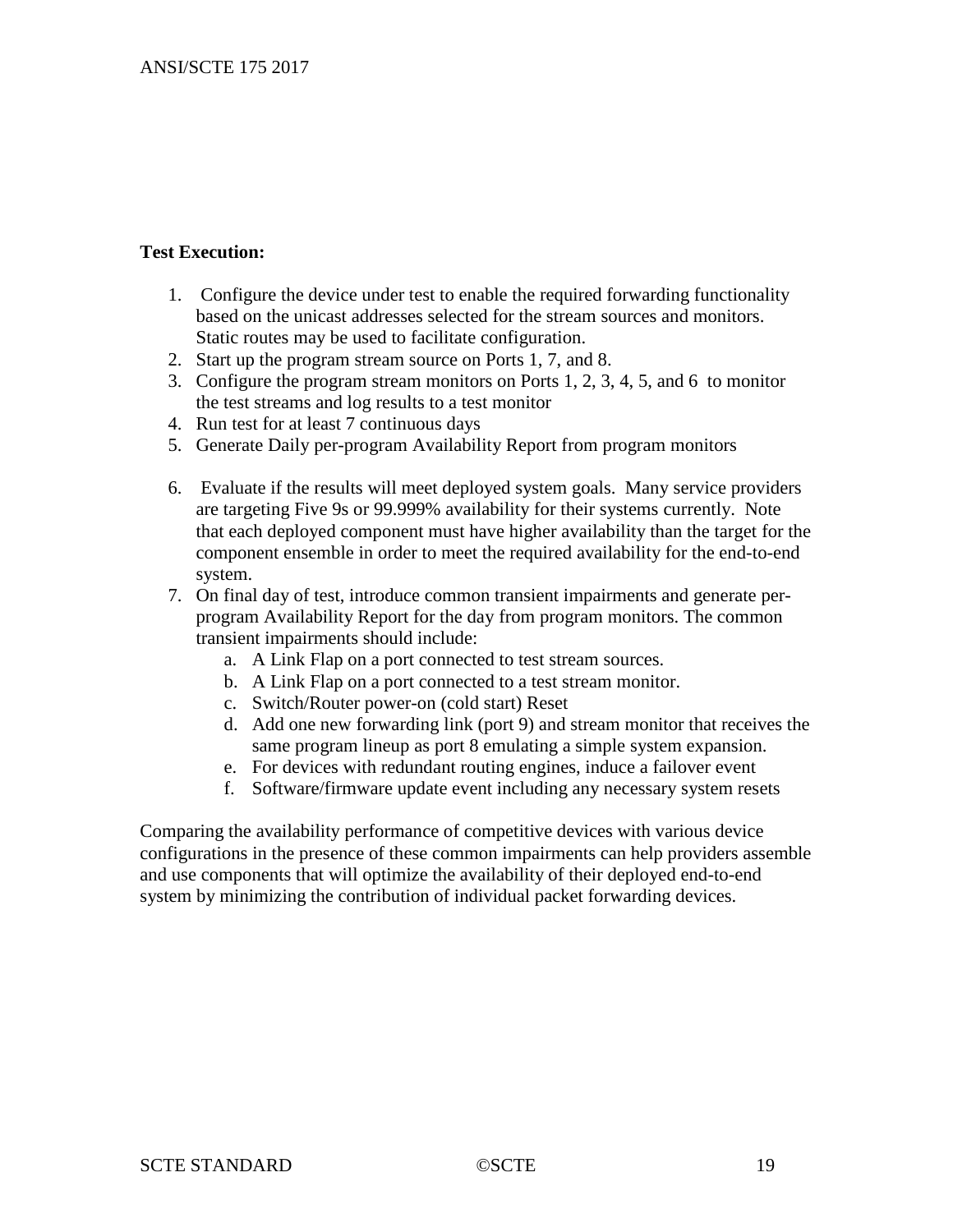**Test Execution:**

1. Configure the device under test to enable the required forwarding functionality based on the unicast addresses selected for the stream sources and monitors. Static routes may be used to facilitate configuration.
2. Start up the program stream source on Ports 1, 7, and 8.
3. Configure the program stream monitors on Ports 1, 2, 3, 4, 5, and 6 to monitor the test streams and log results to a test monitor
4. Run test for at least 7 continuous days
5. Generate Daily per-program Availability Report from program monitors
6. Evaluate if the results will meet deployed system goals. Many service providers are targeting Five 9s or 99.999% availability for their systems currently. Note that each deployed component must have higher availability than the target for the component ensemble in order to meet the required availability for the end-to-end system.
7. On final day of test, introduce common transient impairments and generate per-program Availability Report for the day from program monitors. The common transient impairments should include:
   a. A Link Flap on a port connected to test stream sources.
   b. A Link Flap on a port connected to a test stream monitor.
   c. Switch/Router power-on (cold start) Reset
   d. Add one new forwarding link (port 9) and stream monitor that receives the same program lineup as port 8 emulating a simple system expansion.
   e. For devices with redundant routing engines, induce a failover event
   f. Software/firmware update event including any necessary system resets

Comparing the availability performance of competitive devices with various device configurations in the presence of these common impairments can help providers assemble and use components that will optimize the availability of their deployed end-to-end system by minimizing the contribution of individual packet forwarding devices.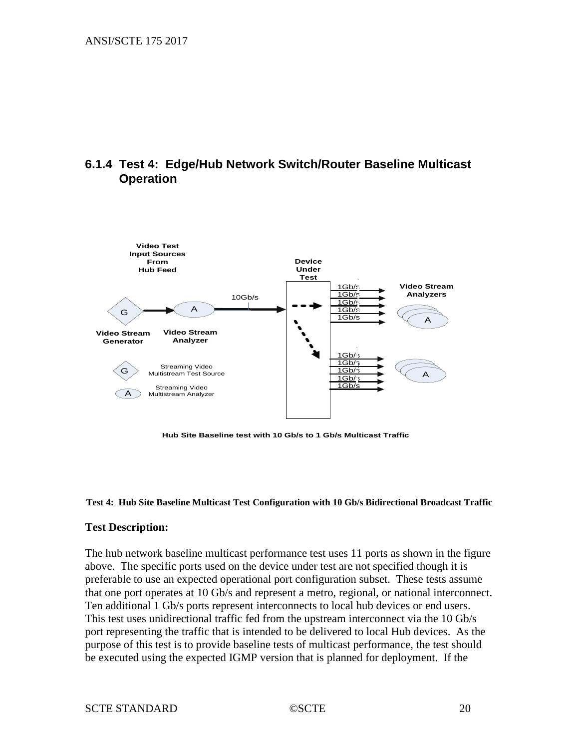### 6.1.4 Test 4: Edge/Hub Network Switch/Router Baseline Multicast Operation

Video Test Input Sources From Hub Feed

Device Under Test

10Gb/s

1Gb/s
1Gb/s
1Gb/s
1Gb/s
1Gb/s

Video Stream Analyzers

Video Stream Generator

Video Stream Analyzer

1Gb/s
1Gb/s
1Gb/s
1Gb/s
1Gb/s

G Streaming Video Multistream Test Source

A Streaming Video Multistream Analyzer

Hub Site Baseline test with 10 Gb/s to 1 Gb/s Multicast Traffic

**Test 4: Hub Site Baseline Multicast Test Configuration with 10 Gb/s Bidirectional Broadcast Traffic**

**Test Description:**

The hub network baseline multicast performance test uses 11 ports as shown in the figure above. The specific ports used on the device under test are not specified though it is preferable to use an expected operational port configuration subset. These tests assume that one port operates at 10 Gb/s and represent a metro, regional, or national interconnect. Ten additional 1 Gb/s ports represent interconnects to local hub devices or end users. This test uses unidirectional traffic fed from the upstream interconnect via the 10 Gb/s port representing the traffic that is intended to be delivered to local Hub devices. As the purpose of this test is to provide baseline tests of multicast performance, the test should be executed using the expected IGMP version that is planned for deployment. If the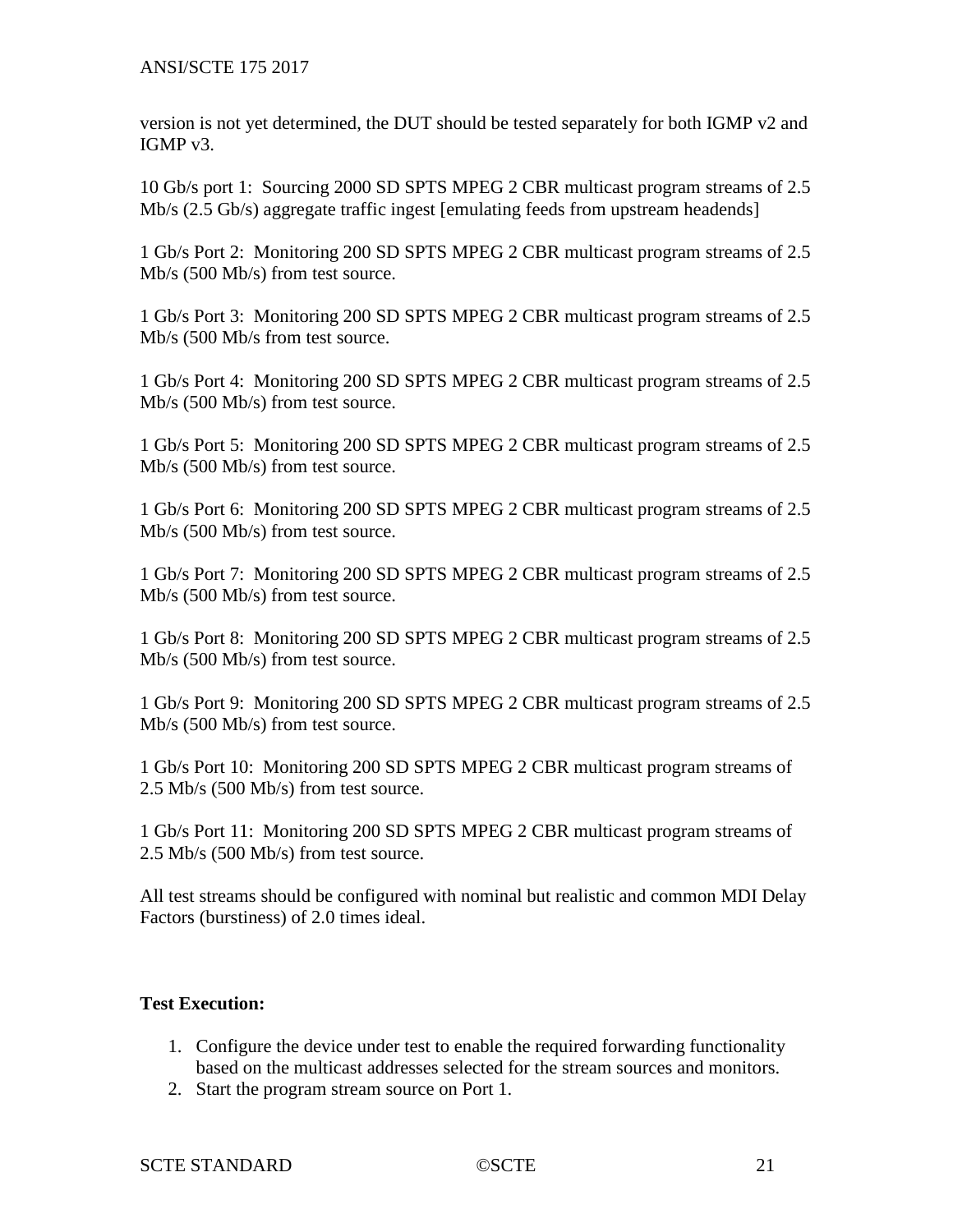version is not yet determined, the DUT should be tested separately for both IGMP v2 and IGMP v3.

10 Gb/s port 1: Sourcing 2000 SD SPTS MPEG 2 CBR multicast program streams of 2.5 Mb/s (2.5 Gb/s) aggregate traffic ingest [emulating feeds from upstream headends]

1 Gb/s Port 2: Monitoring 200 SD SPTS MPEG 2 CBR multicast program streams of 2.5 Mb/s (500 Mb/s) from test source.

1 Gb/s Port 3: Monitoring 200 SD SPTS MPEG 2 CBR multicast program streams of 2.5 Mb/s (500 Mb/s from test source.

1 Gb/s Port 4: Monitoring 200 SD SPTS MPEG 2 CBR multicast program streams of 2.5 Mb/s (500 Mb/s) from test source.

1 Gb/s Port 5: Monitoring 200 SD SPTS MPEG 2 CBR multicast program streams of 2.5 Mb/s (500 Mb/s) from test source.

1 Gb/s Port 6: Monitoring 200 SD SPTS MPEG 2 CBR multicast program streams of 2.5 Mb/s (500 Mb/s) from test source.

1 Gb/s Port 7: Monitoring 200 SD SPTS MPEG 2 CBR multicast program streams of 2.5 Mb/s (500 Mb/s) from test source.

1 Gb/s Port 8: Monitoring 200 SD SPTS MPEG 2 CBR multicast program streams of 2.5 Mb/s (500 Mb/s) from test source.

1 Gb/s Port 9: Monitoring 200 SD SPTS MPEG 2 CBR multicast program streams of 2.5 Mb/s (500 Mb/s) from test source.

1 Gb/s Port 10: Monitoring 200 SD SPTS MPEG 2 CBR multicast program streams of 2.5 Mb/s (500 Mb/s) from test source.

1 Gb/s Port 11: Monitoring 200 SD SPTS MPEG 2 CBR multicast program streams of 2.5 Mb/s (500 Mb/s) from test source.

All test streams should be configured with nominal but realistic and common MDI Delay Factors (burstiness) of 2.0 times ideal.

**Test Execution:**

1. Configure the device under test to enable the required forwarding functionality based on the multicast addresses selected for the stream sources and monitors.
2. Start the program stream source on Port 1.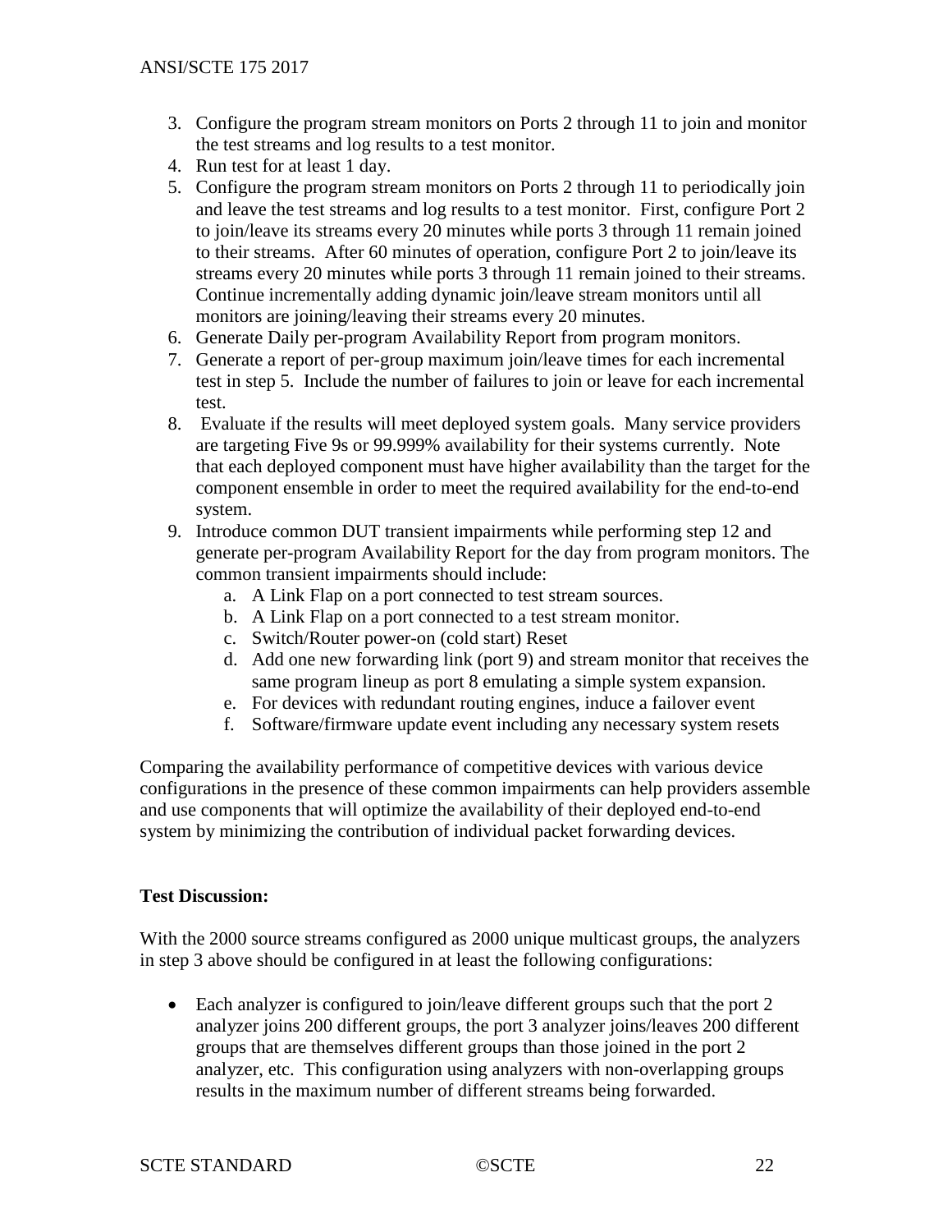3. Configure the program stream monitors on Ports 2 through 11 to join and monitor the test streams and log results to a test monitor.
4. Run test for at least 1 day.
5. Configure the program stream monitors on Ports 2 through 11 to periodically join and leave the test streams and log results to a test monitor. First, configure Port 2 to join/leave its streams every 20 minutes while ports 3 through 11 remain joined to their streams. After 60 minutes of operation, configure Port 2 to join/leave its streams every 20 minutes while ports 3 through 11 remain joined to their streams. Continue incrementally adding dynamic join/leave stream monitors until all monitors are joining/leaving their streams every 20 minutes.
6. Generate Daily per-program Availability Report from program monitors.
7. Generate a report of per-group maximum join/leave times for each incremental test in step 5. Include the number of failures to join or leave for each incremental test.
8. Evaluate if the results will meet deployed system goals. Many service providers are targeting Five 9s or 99.999% availability for their systems currently. Note that each deployed component must have higher availability than the target for the component ensemble in order to meet the required availability for the end-to-end system.
9. Introduce common DUT transient impairments while performing step 12 and generate per-program Availability Report for the day from program monitors. The common transient impairments should include:
   a. A Link Flap on a port connected to test stream sources.
   b. A Link Flap on a port connected to a test stream monitor.
   c. Switch/Router power-on (cold start) Reset
   d. Add one new forwarding link (port 9) and stream monitor that receives the same program lineup as port 8 emulating a simple system expansion.
   e. For devices with redundant routing engines, induce a failover event
   f. Software/firmware update event including any necessary system resets

Comparing the availability performance of competitive devices with various device configurations in the presence of these common impairments can help providers assemble and use components that will optimize the availability of their deployed end-to-end system by minimizing the contribution of individual packet forwarding devices.

**Test Discussion:**

With the 2000 source streams configured as 2000 unique multicast groups, the analyzers in step 3 above should be configured in at least the following configurations:

- Each analyzer is configured to join/leave different groups such that the port 2 analyzer joins 200 different groups, the port 3 analyzer joins/leaves 200 different groups that are themselves different groups than those joined in the port 2 analyzer, etc. This configuration using analyzers with non-overlapping groups results in the maximum number of different streams being forwarded.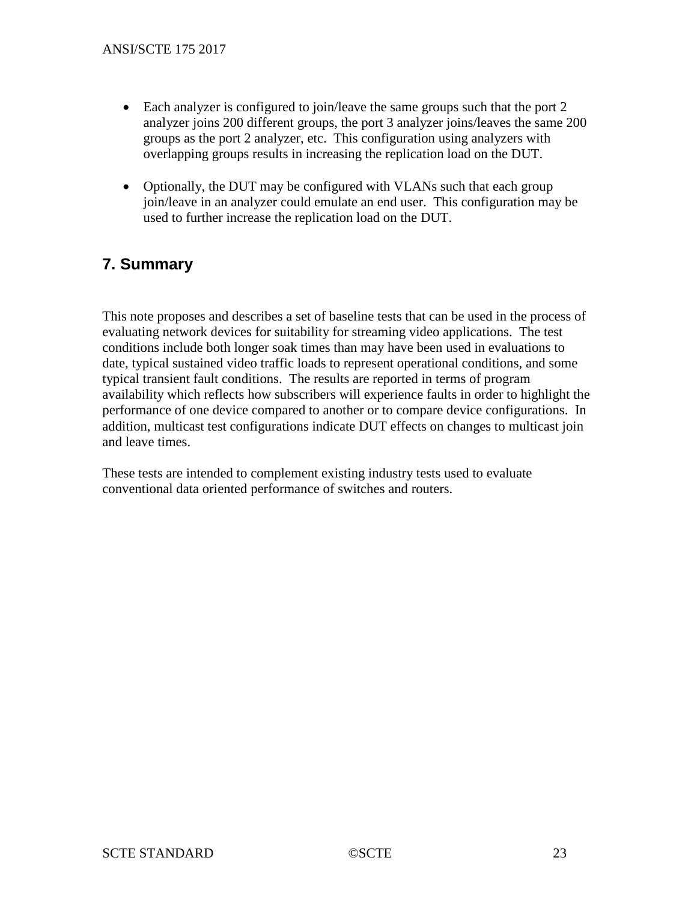- Each analyzer is configured to join/leave the same groups such that the port 2 analyzer joins 200 different groups, the port 3 analyzer joins/leaves the same 200 groups as the port 2 analyzer, etc. This configuration using analyzers with overlapping groups results in increasing the replication load on the DUT.

- Optionally, the DUT may be configured with VLANs such that each group join/leave in an analyzer could emulate an end user. This configuration may be used to further increase the replication load on the DUT.

## 7. Summary

This note proposes and describes a set of baseline tests that can be used in the process of evaluating network devices for suitability for streaming video applications. The test conditions include both longer soak times than may have been used in evaluations to date, typical sustained video traffic loads to represent operational conditions, and some typical transient fault conditions. The results are reported in terms of program availability which reflects how subscribers will experience faults in order to highlight the performance of one device compared to another or to compare device configurations. In addition, multicast test configurations indicate DUT effects on changes to multicast join and leave times.

These tests are intended to complement existing industry tests used to evaluate conventional data oriented performance of switches and routers.